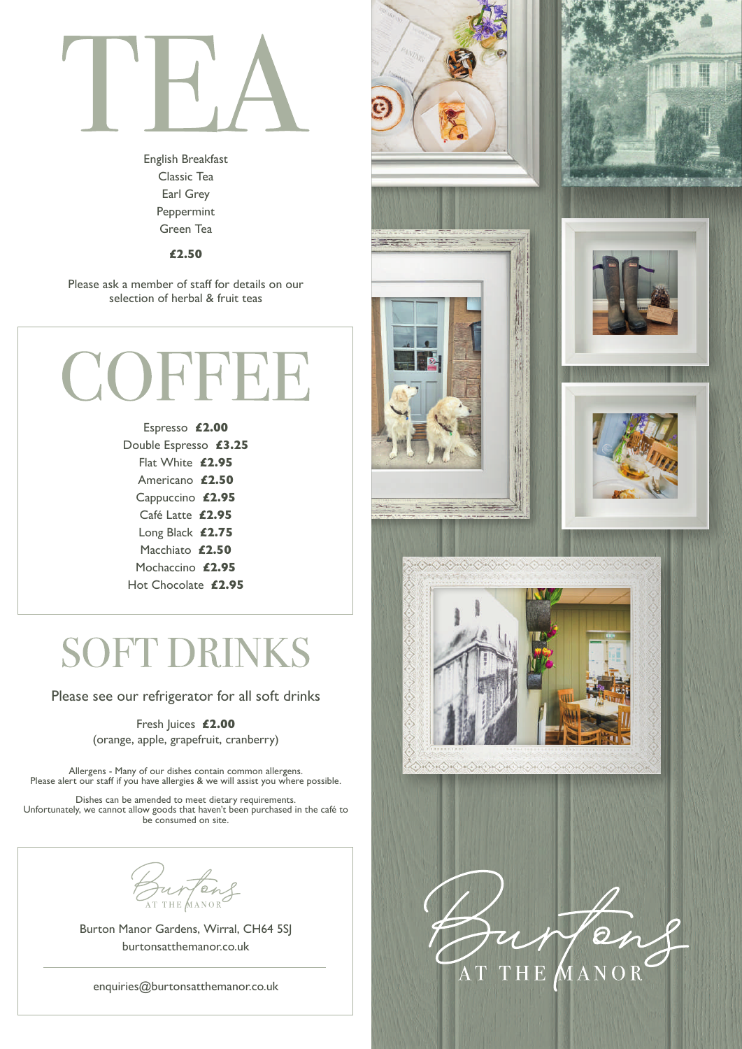# TEA

English Breakfast
Classic Tea
Earl Grey
Peppermint
Green Tea

**£2.50**

Please ask a member of staff for details on our selection of herbal & fruit teas

# COFFEE

Espresso **£2.00**
Double Espresso **£3.25**
Flat White **£2.95**
Americano **£2.50**
Cappuccino **£2.95**
Café Latte **£2.95**
Long Black **£2.75**
Macchiato **£2.50**
Mochaccino **£2.95**
Hot Chocolate **£2.95**

# SOFT DRINKS

Please see our refrigerator for all soft drinks

Fresh Juices **£2.00**
(orange, apple, grapefruit, cranberry)

Allergens - Many of our dishes contain common allergens.
Please alert our staff if you have allergies & we will assist you where possible.

Dishes can be amended to meet dietary requirements.
Unfortunately, we cannot allow goods that haven't been purchased in the café to be consumed on site.

Burtons AT THE MANOR

Burton Manor Gardens, Wirral, CH64 5SJ
burtonsatthemanor.co.uk

enquiries@burtonsatthemanor.co.uk

Burtons AT THE MANOR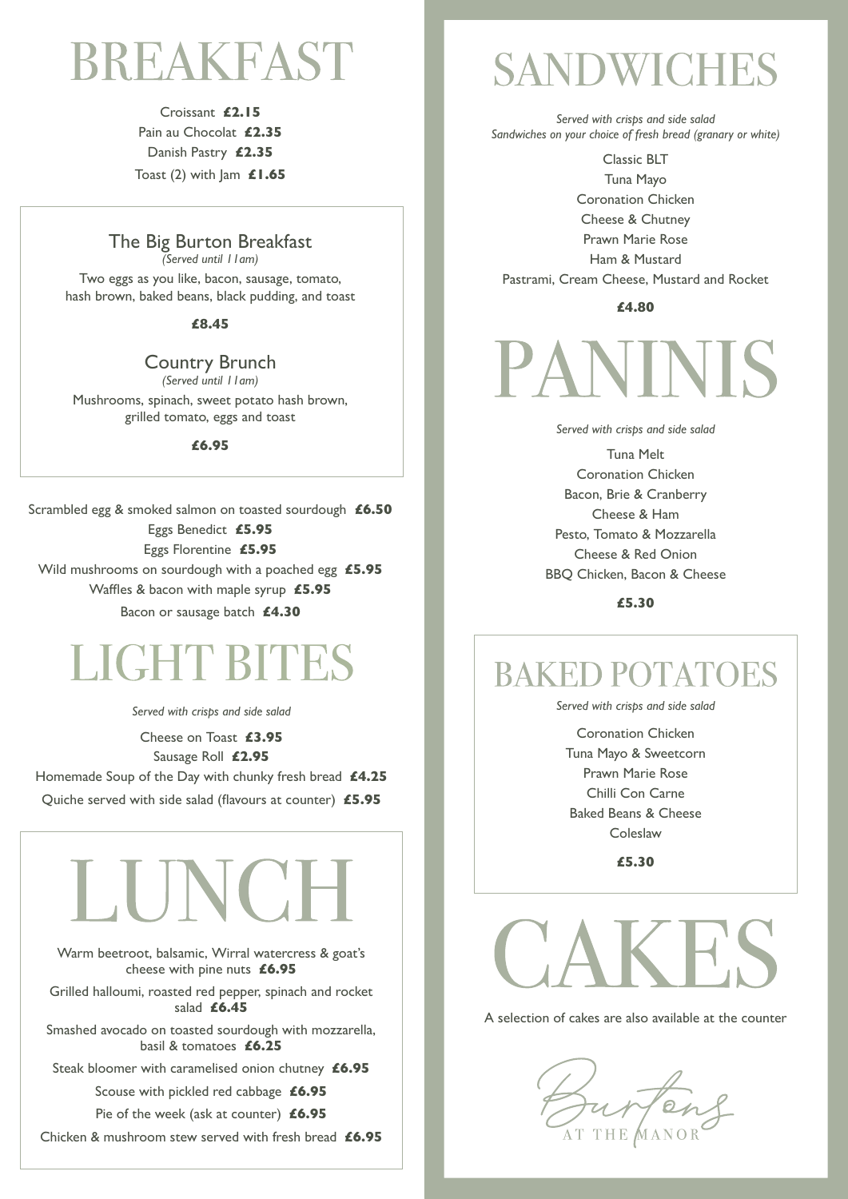# BREAKFAST

Croissant **£2.15**
Pain au Chocolat **£2.35**
Danish Pastry **£2.35**
Toast (2) with Jam **£1.65**

## The Big Burton Breakfast

*(Served until 11am)*

Two eggs as you like, bacon, sausage, tomato, hash brown, baked beans, black pudding, and toast

**£8.45**

## Country Brunch

*(Served until 11am)*

Mushrooms, spinach, sweet potato hash brown, grilled tomato, eggs and toast

**£6.95**

Scrambled egg & smoked salmon on toasted sourdough **£6.50**
Eggs Benedict **£5.95**
Eggs Florentine **£5.95**
Wild mushrooms on sourdough with a poached egg **£5.95**
Waffles & bacon with maple syrup **£5.95**
Bacon or sausage batch **£4.30**

# LIGHT BITES

*Served with crisps and side salad*

Cheese on Toast **£3.95**
Sausage Roll **£2.95**
Homemade Soup of the Day with chunky fresh bread **£4.25**
Quiche served with side salad (flavours at counter) **£5.95**

# LUNCH

Warm beetroot, balsamic, Wirral watercress & goat's cheese with pine nuts **£6.95**

Grilled halloumi, roasted red pepper, spinach and rocket salad **£6.45**

Smashed avocado on toasted sourdough with mozzarella, basil & tomatoes **£6.25**

Steak bloomer with caramelised onion chutney **£6.95**

Scouse with pickled red cabbage **£6.95**

Pie of the week (ask at counter) **£6.95**

Chicken & mushroom stew served with fresh bread **£6.95**

# SANDWICHES

*Served with crisps and side salad*
*Sandwiches on your choice of fresh bread (granary or white)*

Classic BLT
Tuna Mayo
Coronation Chicken
Cheese & Chutney
Prawn Marie Rose
Ham & Mustard
Pastrami, Cream Cheese, Mustard and Rocket

**£4.80**

# PANINIS

*Served with crisps and side salad*

Tuna Melt
Coronation Chicken
Bacon, Brie & Cranberry
Cheese & Ham
Pesto, Tomato & Mozzarella
Cheese & Red Onion
BBQ Chicken, Bacon & Cheese

**£5.30**

# BAKED POTATOES

*Served with crisps and side salad*

Coronation Chicken
Tuna Mayo & Sweetcorn
Prawn Marie Rose
Chilli Con Carne
Baked Beans & Cheese
Coleslaw

**£5.30**

# CAKES

A selection of cakes are also available at the counter

Burtons
AT THE MANOR